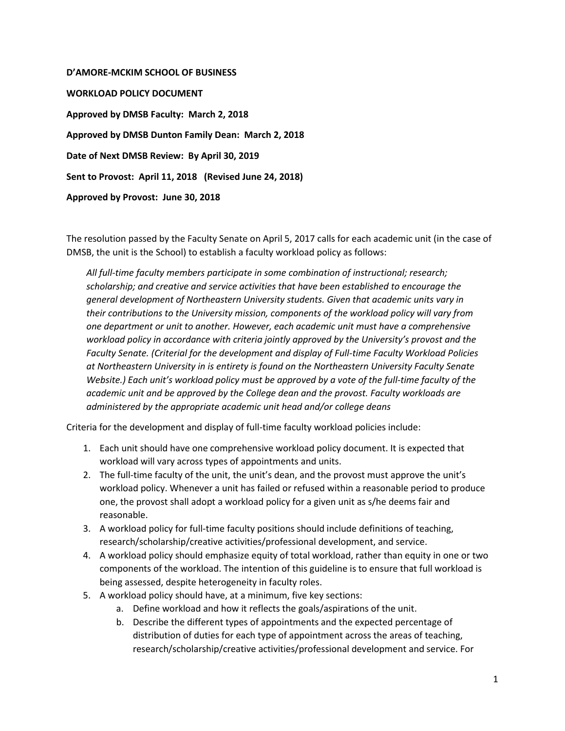**D'AMORE-MCKIM SCHOOL OF BUSINESS**

**WORKLOAD POLICY DOCUMENT**

**Approved by DMSB Faculty: March 2, 2018**

**Approved by DMSB Dunton Family Dean: March 2, 2018**

**Date of Next DMSB Review: By April 30, 2019**

**Sent to Provost: April 11, 2018 (Revised June 24, 2018)**

**Approved by Provost: June 30, 2018**

The resolution passed by the Faculty Senate on April 5, 2017 calls for each academic unit (in the case of DMSB, the unit is the School) to establish a faculty workload policy as follows:

> *All full-time faculty members participate in some combination of instructional; research; scholarship; and creative and service activities that have been established to encourage the general development of Northeastern University students. Given that academic units vary in their contributions to the University mission, components of the workload policy will vary from one department or unit to another. However, each academic unit must have a comprehensive workload policy in accordance with criteria jointly approved by the University's provost and the Faculty Senate. (Criterial for the development and display of Full-time Faculty Workload Policies at Northeastern University in is entirety is found on the Northeastern University Faculty Senate Website.) Each unit's workload policy must be approved by a vote of the full-time faculty of the academic unit and be approved by the College dean and the provost. Faculty workloads are administered by the appropriate academic unit head and/or college deans*

Criteria for the development and display of full-time faculty workload policies include:

1. Each unit should have one comprehensive workload policy document. It is expected that workload will vary across types of appointments and units.
2. The full-time faculty of the unit, the unit's dean, and the provost must approve the unit's workload policy. Whenever a unit has failed or refused within a reasonable period to produce one, the provost shall adopt a workload policy for a given unit as s/he deems fair and reasonable.
3. A workload policy for full-time faculty positions should include definitions of teaching, research/scholarship/creative activities/professional development, and service.
4. A workload policy should emphasize equity of total workload, rather than equity in one or two components of the workload. The intention of this guideline is to ensure that full workload is being assessed, despite heterogeneity in faculty roles.
5. A workload policy should have, at a minimum, five key sections:
    a. Define workload and how it reflects the goals/aspirations of the unit.
    b. Describe the different types of appointments and the expected percentage of distribution of duties for each type of appointment across the areas of teaching, research/scholarship/creative activities/professional development and service. For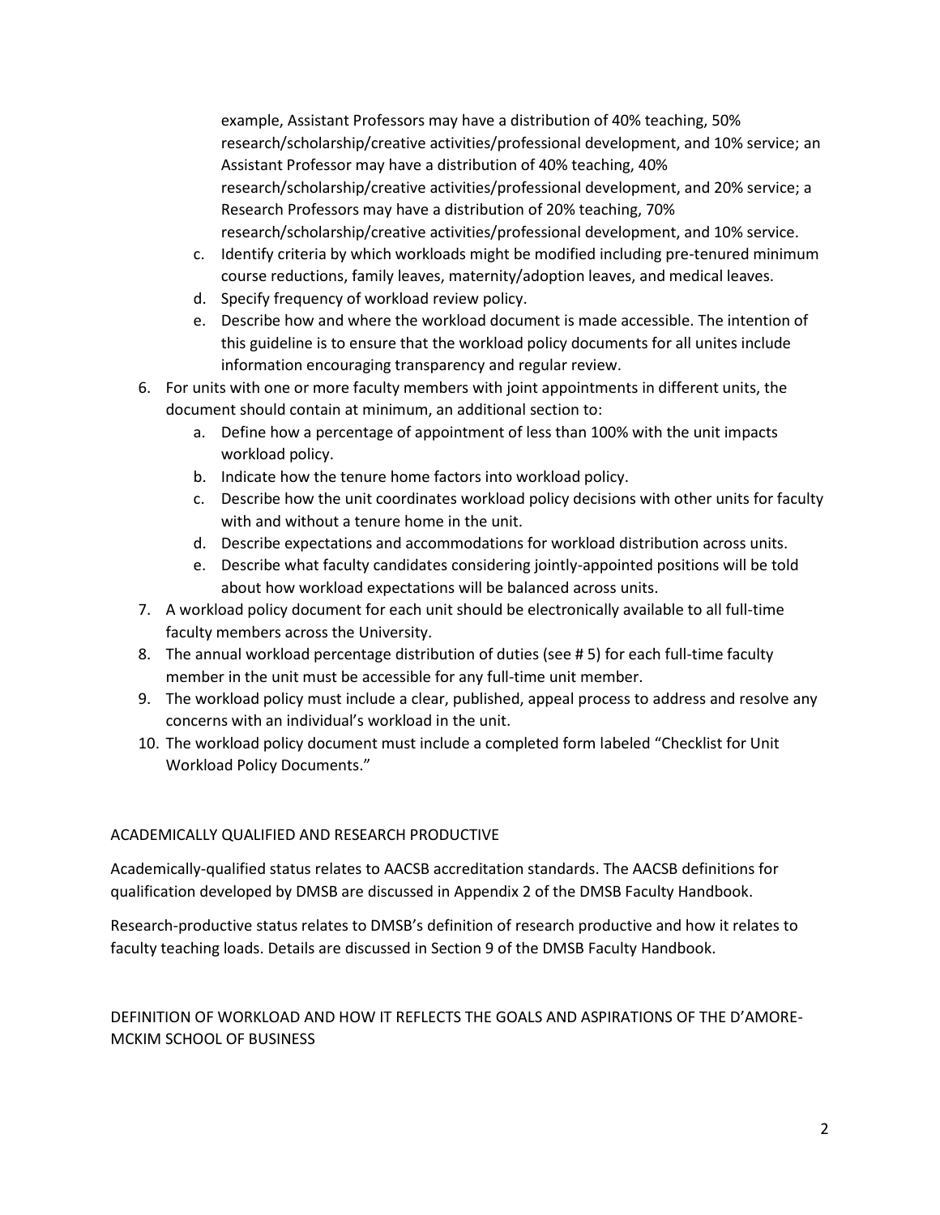example, Assistant Professors may have a distribution of 40% teaching, 50% research/scholarship/creative activities/professional development, and 10% service; an Assistant Professor may have a distribution of 40% teaching, 40% research/scholarship/creative activities/professional development, and 20% service; a Research Professors may have a distribution of 20% teaching, 70% research/scholarship/creative activities/professional development, and 10% service.

   c. Identify criteria by which workloads might be modified including pre-tenured minimum course reductions, family leaves, maternity/adoption leaves, and medical leaves.
   d. Specify frequency of workload review policy.
   e. Describe how and where the workload document is made accessible. The intention of this guideline is to ensure that the workload policy documents for all unites include information encouraging transparency and regular review.

6. For units with one or more faculty members with joint appointments in different units, the document should contain at minimum, an additional section to:
   a. Define how a percentage of appointment of less than 100% with the unit impacts workload policy.
   b. Indicate how the tenure home factors into workload policy.
   c. Describe how the unit coordinates workload policy decisions with other units for faculty with and without a tenure home in the unit.
   d. Describe expectations and accommodations for workload distribution across units.
   e. Describe what faculty candidates considering jointly-appointed positions will be told about how workload expectations will be balanced across units.
7. A workload policy document for each unit should be electronically available to all full-time faculty members across the University.
8. The annual workload percentage distribution of duties (see # 5) for each full-time faculty member in the unit must be accessible for any full-time unit member.
9. The workload policy must include a clear, published, appeal process to address and resolve any concerns with an individual's workload in the unit.
10. The workload policy document must include a completed form labeled "Checklist for Unit Workload Policy Documents."

## ACADEMICALLY QUALIFIED AND RESEARCH PRODUCTIVE

Academically-qualified status relates to AACSB accreditation standards. The AACSB definitions for qualification developed by DMSB are discussed in Appendix 2 of the DMSB Faculty Handbook.

Research-productive status relates to DMSB's definition of research productive and how it relates to faculty teaching loads. Details are discussed in Section 9 of the DMSB Faculty Handbook.

## DEFINITION OF WORKLOAD AND HOW IT REFLECTS THE GOALS AND ASPIRATIONS OF THE D'AMORE-MCKIM SCHOOL OF BUSINESS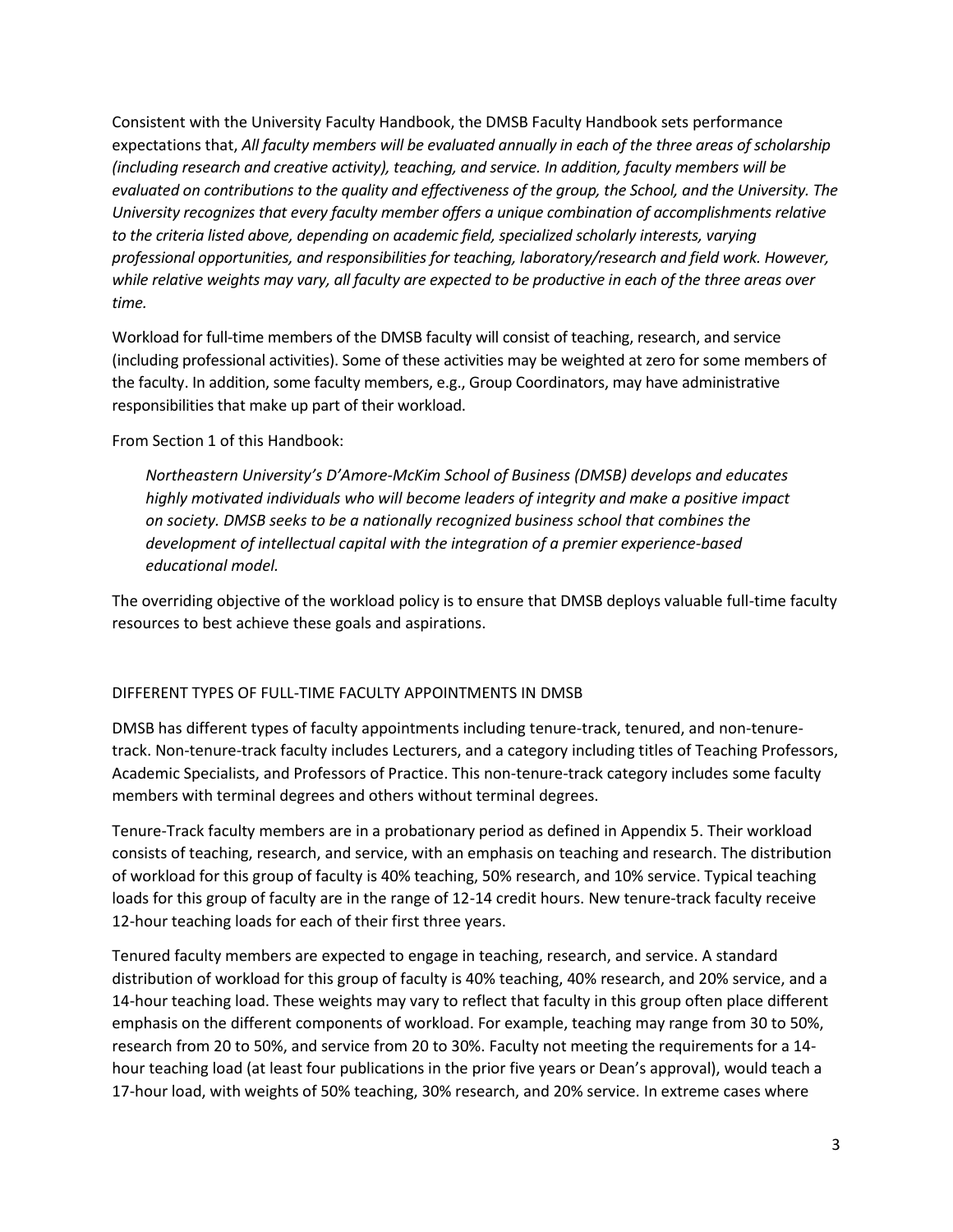Consistent with the University Faculty Handbook, the DMSB Faculty Handbook sets performance expectations that, *All faculty members will be evaluated annually in each of the three areas of scholarship (including research and creative activity), teaching, and service. In addition, faculty members will be evaluated on contributions to the quality and effectiveness of the group, the School, and the University. The University recognizes that every faculty member offers a unique combination of accomplishments relative to the criteria listed above, depending on academic field, specialized scholarly interests, varying professional opportunities, and responsibilities for teaching, laboratory/research and field work. However, while relative weights may vary, all faculty are expected to be productive in each of the three areas over time.*

Workload for full-time members of the DMSB faculty will consist of teaching, research, and service (including professional activities). Some of these activities may be weighted at zero for some members of the faculty. In addition, some faculty members, e.g., Group Coordinators, may have administrative responsibilities that make up part of their workload.

From Section 1 of this Handbook:

> *Northeastern University's D'Amore-McKim School of Business (DMSB) develops and educates highly motivated individuals who will become leaders of integrity and make a positive impact on society. DMSB seeks to be a nationally recognized business school that combines the development of intellectual capital with the integration of a premier experience-based educational model.*

The overriding objective of the workload policy is to ensure that DMSB deploys valuable full-time faculty resources to best achieve these goals and aspirations.

## DIFFERENT TYPES OF FULL-TIME FACULTY APPOINTMENTS IN DMSB

DMSB has different types of faculty appointments including tenure-track, tenured, and non-tenure-track. Non-tenure-track faculty includes Lecturers, and a category including titles of Teaching Professors, Academic Specialists, and Professors of Practice. This non-tenure-track category includes some faculty members with terminal degrees and others without terminal degrees.

Tenure-Track faculty members are in a probationary period as defined in Appendix 5. Their workload consists of teaching, research, and service, with an emphasis on teaching and research. The distribution of workload for this group of faculty is 40% teaching, 50% research, and 10% service. Typical teaching loads for this group of faculty are in the range of 12-14 credit hours. New tenure-track faculty receive 12-hour teaching loads for each of their first three years.

Tenured faculty members are expected to engage in teaching, research, and service. A standard distribution of workload for this group of faculty is 40% teaching, 40% research, and 20% service, and a 14-hour teaching load. These weights may vary to reflect that faculty in this group often place different emphasis on the different components of workload. For example, teaching may range from 30 to 50%, research from 20 to 50%, and service from 20 to 30%. Faculty not meeting the requirements for a 14-hour teaching load (at least four publications in the prior five years or Dean's approval), would teach a 17-hour load, with weights of 50% teaching, 30% research, and 20% service. In extreme cases where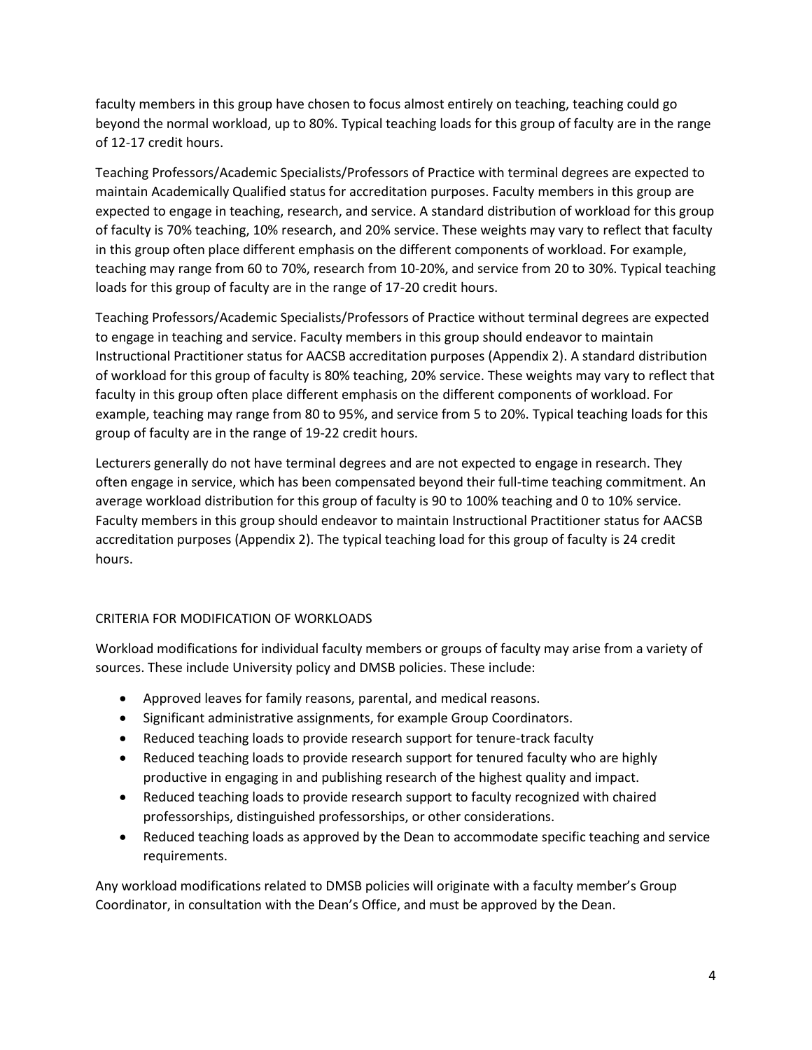faculty members in this group have chosen to focus almost entirely on teaching, teaching could go beyond the normal workload, up to 80%. Typical teaching loads for this group of faculty are in the range of 12-17 credit hours.

Teaching Professors/Academic Specialists/Professors of Practice with terminal degrees are expected to maintain Academically Qualified status for accreditation purposes. Faculty members in this group are expected to engage in teaching, research, and service. A standard distribution of workload for this group of faculty is 70% teaching, 10% research, and 20% service. These weights may vary to reflect that faculty in this group often place different emphasis on the different components of workload. For example, teaching may range from 60 to 70%, research from 10-20%, and service from 20 to 30%. Typical teaching loads for this group of faculty are in the range of 17-20 credit hours.

Teaching Professors/Academic Specialists/Professors of Practice without terminal degrees are expected to engage in teaching and service. Faculty members in this group should endeavor to maintain Instructional Practitioner status for AACSB accreditation purposes (Appendix 2). A standard distribution of workload for this group of faculty is 80% teaching, 20% service. These weights may vary to reflect that faculty in this group often place different emphasis on the different components of workload. For example, teaching may range from 80 to 95%, and service from 5 to 20%. Typical teaching loads for this group of faculty are in the range of 19-22 credit hours.

Lecturers generally do not have terminal degrees and are not expected to engage in research. They often engage in service, which has been compensated beyond their full-time teaching commitment. An average workload distribution for this group of faculty is 90 to 100% teaching and 0 to 10% service. Faculty members in this group should endeavor to maintain Instructional Practitioner status for AACSB accreditation purposes (Appendix 2). The typical teaching load for this group of faculty is 24 credit hours.

## CRITERIA FOR MODIFICATION OF WORKLOADS

Workload modifications for individual faculty members or groups of faculty may arise from a variety of sources. These include University policy and DMSB policies. These include:

- Approved leaves for family reasons, parental, and medical reasons.
- Significant administrative assignments, for example Group Coordinators.
- Reduced teaching loads to provide research support for tenure-track faculty
- Reduced teaching loads to provide research support for tenured faculty who are highly productive in engaging in and publishing research of the highest quality and impact.
- Reduced teaching loads to provide research support to faculty recognized with chaired professorships, distinguished professorships, or other considerations.
- Reduced teaching loads as approved by the Dean to accommodate specific teaching and service requirements.

Any workload modifications related to DMSB policies will originate with a faculty member's Group Coordinator, in consultation with the Dean's Office, and must be approved by the Dean.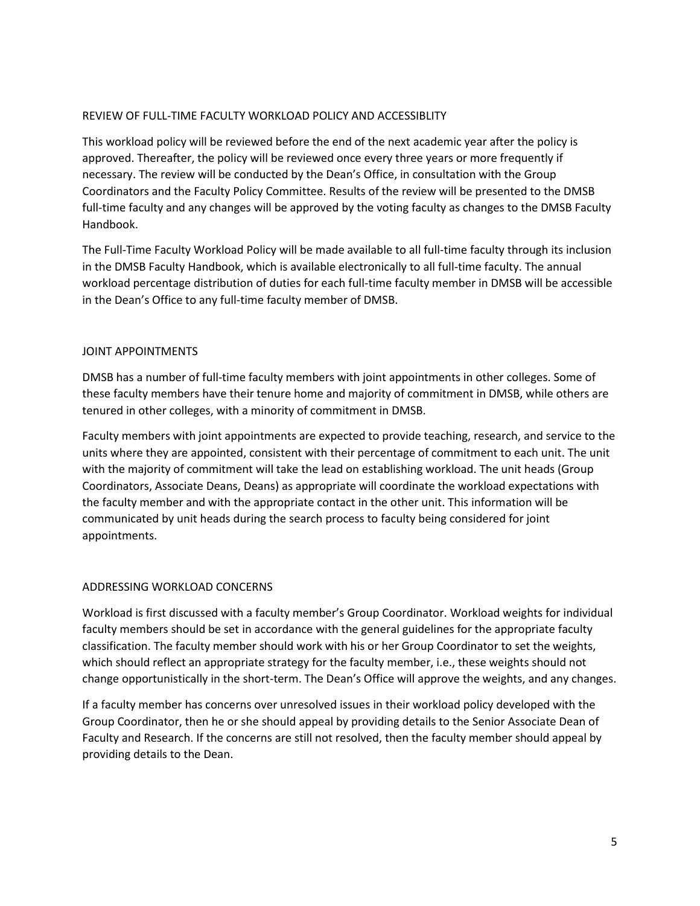## REVIEW OF FULL-TIME FACULTY WORKLOAD POLICY AND ACCESSIBLITY

This workload policy will be reviewed before the end of the next academic year after the policy is approved. Thereafter, the policy will be reviewed once every three years or more frequently if necessary. The review will be conducted by the Dean's Office, in consultation with the Group Coordinators and the Faculty Policy Committee. Results of the review will be presented to the DMSB full-time faculty and any changes will be approved by the voting faculty as changes to the DMSB Faculty Handbook.

The Full-Time Faculty Workload Policy will be made available to all full-time faculty through its inclusion in the DMSB Faculty Handbook, which is available electronically to all full-time faculty. The annual workload percentage distribution of duties for each full-time faculty member in DMSB will be accessible in the Dean's Office to any full-time faculty member of DMSB.

## JOINT APPOINTMENTS

DMSB has a number of full-time faculty members with joint appointments in other colleges. Some of these faculty members have their tenure home and majority of commitment in DMSB, while others are tenured in other colleges, with a minority of commitment in DMSB.

Faculty members with joint appointments are expected to provide teaching, research, and service to the units where they are appointed, consistent with their percentage of commitment to each unit. The unit with the majority of commitment will take the lead on establishing workload. The unit heads (Group Coordinators, Associate Deans, Deans) as appropriate will coordinate the workload expectations with the faculty member and with the appropriate contact in the other unit. This information will be communicated by unit heads during the search process to faculty being considered for joint appointments.

## ADDRESSING WORKLOAD CONCERNS

Workload is first discussed with a faculty member's Group Coordinator. Workload weights for individual faculty members should be set in accordance with the general guidelines for the appropriate faculty classification. The faculty member should work with his or her Group Coordinator to set the weights, which should reflect an appropriate strategy for the faculty member, i.e., these weights should not change opportunistically in the short-term. The Dean's Office will approve the weights, and any changes.

If a faculty member has concerns over unresolved issues in their workload policy developed with the Group Coordinator, then he or she should appeal by providing details to the Senior Associate Dean of Faculty and Research. If the concerns are still not resolved, then the faculty member should appeal by providing details to the Dean.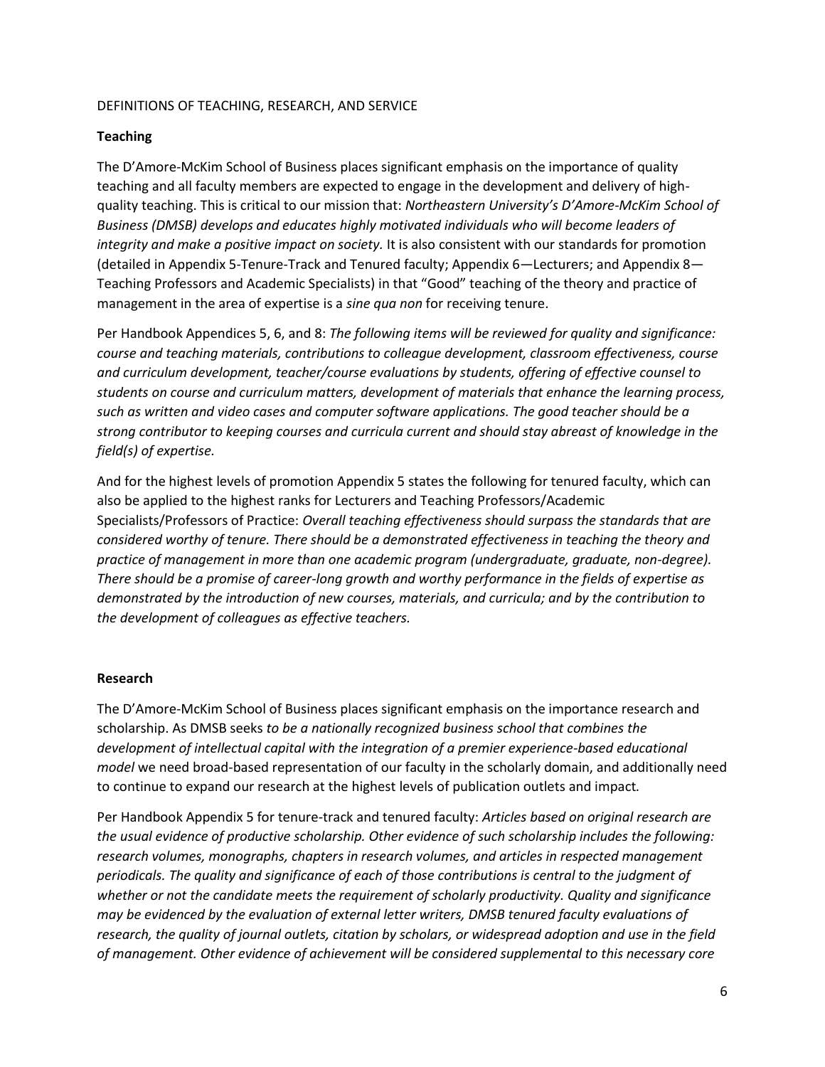DEFINITIONS OF TEACHING, RESEARCH, AND SERVICE

**Teaching**

The D'Amore-McKim School of Business places significant emphasis on the importance of quality teaching and all faculty members are expected to engage in the development and delivery of high-quality teaching. This is critical to our mission that: *Northeastern University's D'Amore-McKim School of Business (DMSB) develops and educates highly motivated individuals who will become leaders of integrity and make a positive impact on society.* It is also consistent with our standards for promotion (detailed in Appendix 5-Tenure-Track and Tenured faculty; Appendix 6—Lecturers; and Appendix 8—Teaching Professors and Academic Specialists) in that "Good" teaching of the theory and practice of management in the area of expertise is a *sine qua non* for receiving tenure.

Per Handbook Appendices 5, 6, and 8: *The following items will be reviewed for quality and significance: course and teaching materials, contributions to colleague development, classroom effectiveness, course and curriculum development, teacher/course evaluations by students, offering of effective counsel to students on course and curriculum matters, development of materials that enhance the learning process, such as written and video cases and computer software applications. The good teacher should be a strong contributor to keeping courses and curricula current and should stay abreast of knowledge in the field(s) of expertise.*

And for the highest levels of promotion Appendix 5 states the following for tenured faculty, which can also be applied to the highest ranks for Lecturers and Teaching Professors/Academic Specialists/Professors of Practice: *Overall teaching effectiveness should surpass the standards that are considered worthy of tenure. There should be a demonstrated effectiveness in teaching the theory and practice of management in more than one academic program (undergraduate, graduate, non-degree). There should be a promise of career-long growth and worthy performance in the fields of expertise as demonstrated by the introduction of new courses, materials, and curricula; and by the contribution to the development of colleagues as effective teachers.*

**Research**

The D'Amore-McKim School of Business places significant emphasis on the importance research and scholarship. As DMSB seeks *to be a nationally recognized business school that combines the development of intellectual capital with the integration of a premier experience-based educational model* we need broad-based representation of our faculty in the scholarly domain, and additionally need to continue to expand our research at the highest levels of publication outlets and impact.

Per Handbook Appendix 5 for tenure-track and tenured faculty: *Articles based on original research are the usual evidence of productive scholarship. Other evidence of such scholarship includes the following: research volumes, monographs, chapters in research volumes, and articles in respected management periodicals. The quality and significance of each of those contributions is central to the judgment of whether or not the candidate meets the requirement of scholarly productivity. Quality and significance may be evidenced by the evaluation of external letter writers, DMSB tenured faculty evaluations of research, the quality of journal outlets, citation by scholars, or widespread adoption and use in the field of management. Other evidence of achievement will be considered supplemental to this necessary core*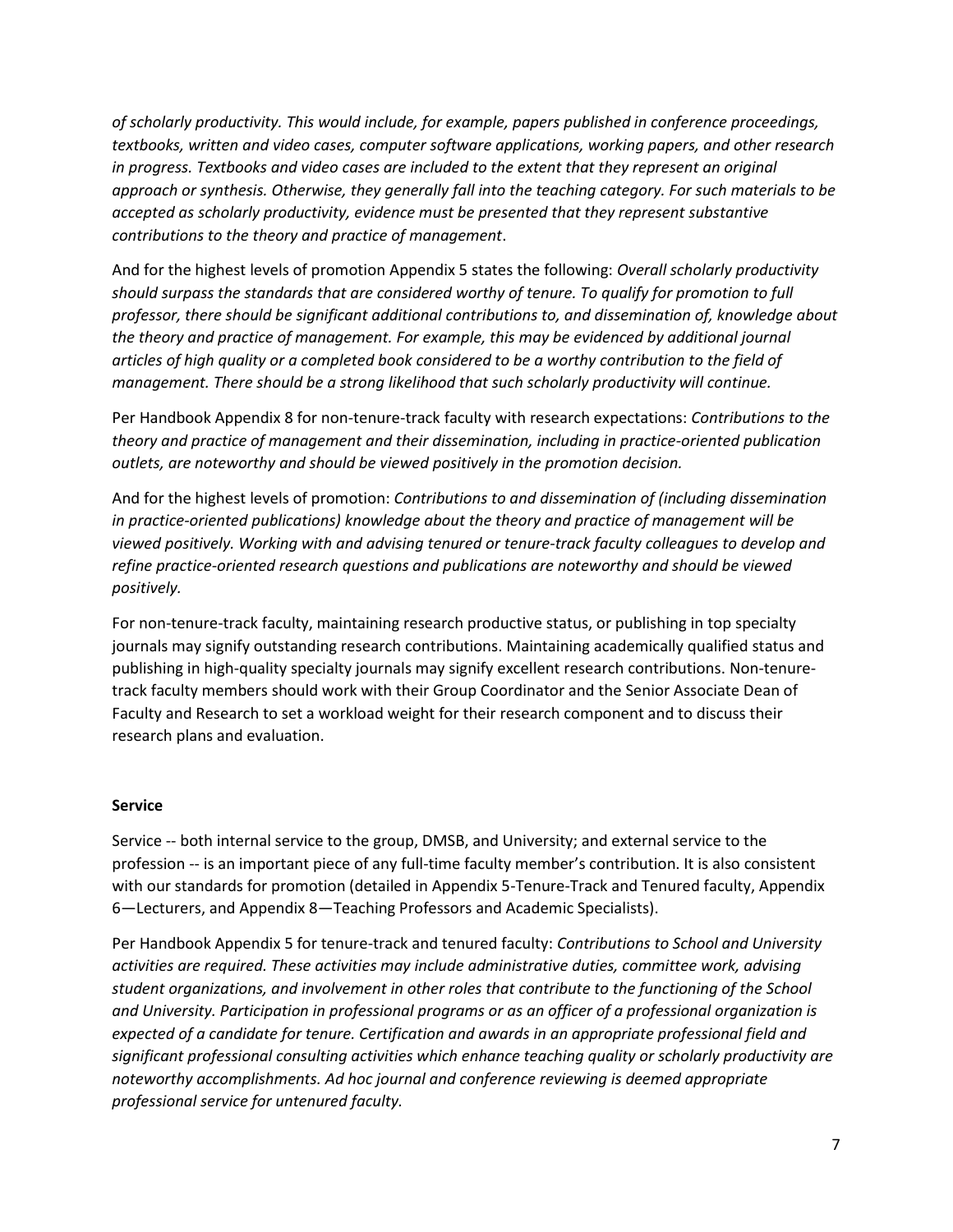*of scholarly productivity. This would include, for example, papers published in conference proceedings, textbooks, written and video cases, computer software applications, working papers, and other research in progress. Textbooks and video cases are included to the extent that they represent an original approach or synthesis. Otherwise, they generally fall into the teaching category. For such materials to be accepted as scholarly productivity, evidence must be presented that they represent substantive contributions to the theory and practice of management*.

And for the highest levels of promotion Appendix 5 states the following: *Overall scholarly productivity should surpass the standards that are considered worthy of tenure. To qualify for promotion to full professor, there should be significant additional contributions to, and dissemination of, knowledge about the theory and practice of management. For example, this may be evidenced by additional journal articles of high quality or a completed book considered to be a worthy contribution to the field of management. There should be a strong likelihood that such scholarly productivity will continue.*

Per Handbook Appendix 8 for non-tenure-track faculty with research expectations: *Contributions to the theory and practice of management and their dissemination, including in practice-oriented publication outlets, are noteworthy and should be viewed positively in the promotion decision.*

And for the highest levels of promotion: *Contributions to and dissemination of (including dissemination in practice-oriented publications) knowledge about the theory and practice of management will be viewed positively. Working with and advising tenured or tenure-track faculty colleagues to develop and refine practice-oriented research questions and publications are noteworthy and should be viewed positively.*

For non-tenure-track faculty, maintaining research productive status, or publishing in top specialty journals may signify outstanding research contributions. Maintaining academically qualified status and publishing in high-quality specialty journals may signify excellent research contributions. Non-tenure-track faculty members should work with their Group Coordinator and the Senior Associate Dean of Faculty and Research to set a workload weight for their research component and to discuss their research plans and evaluation.

**Service**

Service -- both internal service to the group, DMSB, and University; and external service to the profession -- is an important piece of any full-time faculty member's contribution. It is also consistent with our standards for promotion (detailed in Appendix 5-Tenure-Track and Tenured faculty, Appendix 6—Lecturers, and Appendix 8—Teaching Professors and Academic Specialists).

Per Handbook Appendix 5 for tenure-track and tenured faculty: *Contributions to School and University activities are required. These activities may include administrative duties, committee work, advising student organizations, and involvement in other roles that contribute to the functioning of the School and University. Participation in professional programs or as an officer of a professional organization is expected of a candidate for tenure. Certification and awards in an appropriate professional field and significant professional consulting activities which enhance teaching quality or scholarly productivity are noteworthy accomplishments. Ad hoc journal and conference reviewing is deemed appropriate professional service for untenured faculty.*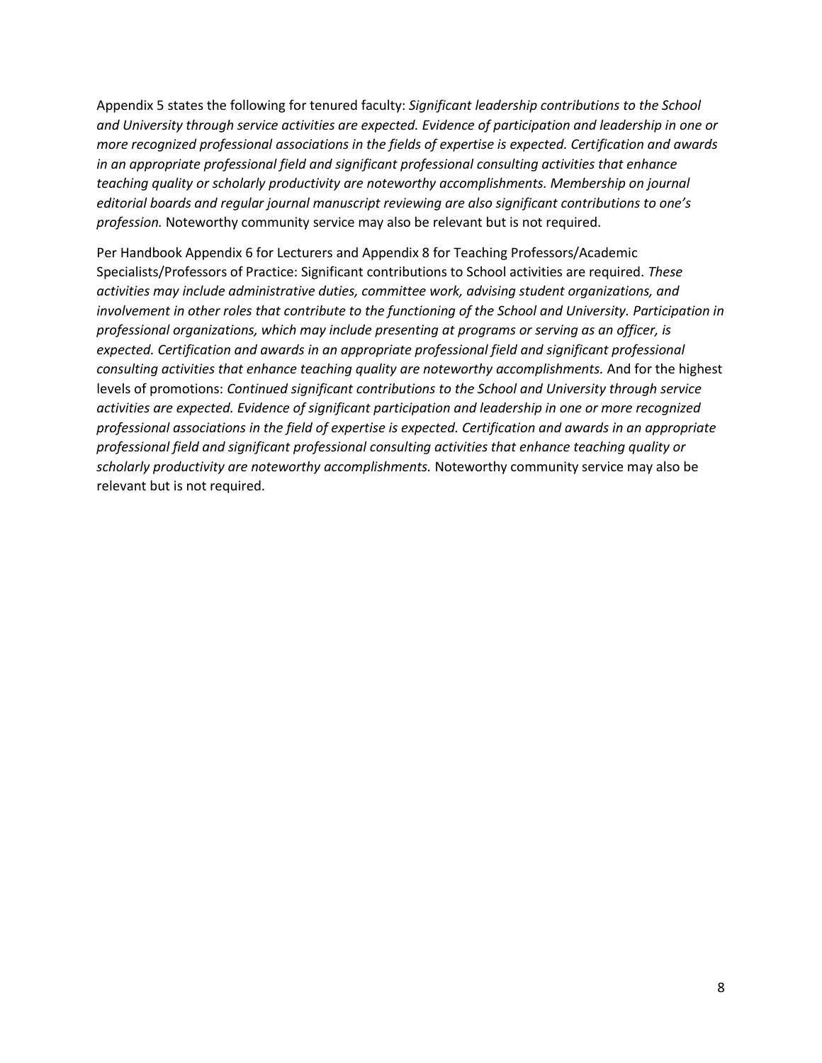Appendix 5 states the following for tenured faculty: *Significant leadership contributions to the School and University through service activities are expected. Evidence of participation and leadership in one or more recognized professional associations in the fields of expertise is expected. Certification and awards in an appropriate professional field and significant professional consulting activities that enhance teaching quality or scholarly productivity are noteworthy accomplishments. Membership on journal editorial boards and regular journal manuscript reviewing are also significant contributions to one's profession.* Noteworthy community service may also be relevant but is not required.

Per Handbook Appendix 6 for Lecturers and Appendix 8 for Teaching Professors/Academic Specialists/Professors of Practice: Significant contributions to School activities are required. *These activities may include administrative duties, committee work, advising student organizations, and involvement in other roles that contribute to the functioning of the School and University. Participation in professional organizations, which may include presenting at programs or serving as an officer, is expected. Certification and awards in an appropriate professional field and significant professional consulting activities that enhance teaching quality are noteworthy accomplishments.* And for the highest levels of promotions: *Continued significant contributions to the School and University through service activities are expected. Evidence of significant participation and leadership in one or more recognized professional associations in the field of expertise is expected. Certification and awards in an appropriate professional field and significant professional consulting activities that enhance teaching quality or scholarly productivity are noteworthy accomplishments.* Noteworthy community service may also be relevant but is not required.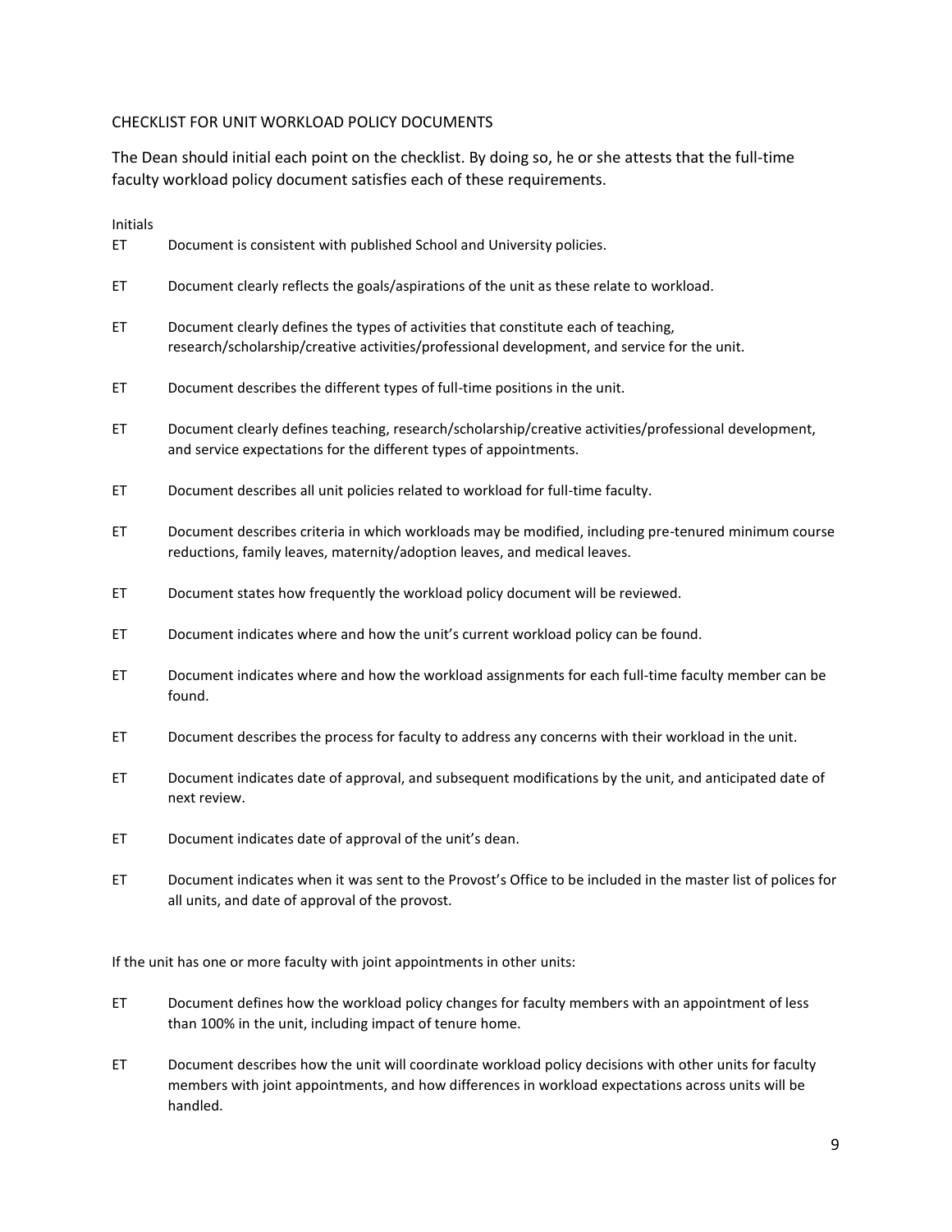## CHECKLIST FOR UNIT WORKLOAD POLICY DOCUMENTS

The Dean should initial each point on the checklist. By doing so, he or she attests that the full-time faculty workload policy document satisfies each of these requirements.

| Initials | |
|---|---|
| ET | Document is consistent with published School and University policies. |
| ET | Document clearly reflects the goals/aspirations of the unit as these relate to workload. |
| ET | Document clearly defines the types of activities that constitute each of teaching, research/scholarship/creative activities/professional development, and service for the unit. |
| ET | Document describes the different types of full-time positions in the unit. |
| ET | Document clearly defines teaching, research/scholarship/creative activities/professional development, and service expectations for the different types of appointments. |
| ET | Document describes all unit policies related to workload for full-time faculty. |
| ET | Document describes criteria in which workloads may be modified, including pre-tenured minimum course reductions, family leaves, maternity/adoption leaves, and medical leaves. |
| ET | Document states how frequently the workload policy document will be reviewed. |
| ET | Document indicates where and how the unit's current workload policy can be found. |
| ET | Document indicates where and how the workload assignments for each full-time faculty member can be found. |
| ET | Document describes the process for faculty to address any concerns with their workload in the unit. |
| ET | Document indicates date of approval, and subsequent modifications by the unit, and anticipated date of next review. |
| ET | Document indicates date of approval of the unit's dean. |
| ET | Document indicates when it was sent to the Provost's Office to be included in the master list of polices for all units, and date of approval of the provost. |

If the unit has one or more faculty with joint appointments in other units:

| | |
|---|---|
| ET | Document defines how the workload policy changes for faculty members with an appointment of less than 100% in the unit, including impact of tenure home. |
| ET | Document describes how the unit will coordinate workload policy decisions with other units for faculty members with joint appointments, and how differences in workload expectations across units will be handled. |